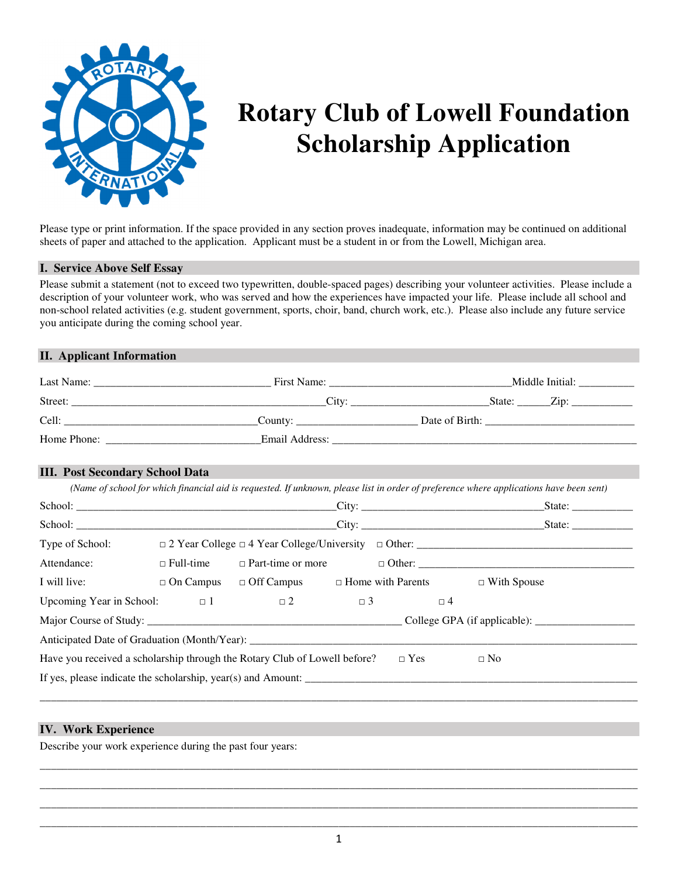# Rotary Club of Lowell Foundation Scholarship Application

Please type or print information. If the space provided in any section proves inadequate, information may be continued on additional sheets of paper and attached to the application. Applicant must be a student in or from the Lowell, Michigan area.

## I. Service Above Self Essay

Please submit a statement (not to exceed two typewritten, double-spaced pages) describing your volunteer activities. Please include a description of your volunteer work, who was served and how the experiences have impacted your life. Please include all school and non-school related activities (e.g. student government, sports, choir, band, church work, etc.). Please also include any future service you anticipate during the coming school year.

## II. Applicant Information

Last Name: ______________________________ First Name: ______________________________ Middle Initial: __________

Street: ____________________________________________ City: ________________________ State: ______ Zip: ___________

Cell: _________________________________ County: _____________________ Date of Birth: ___________________________

Home Phone: ___________________________ Email Address: _______________________________________________________

## III. Post Secondary School Data

*(Name of school for which financial aid is requested. If unknown, please list in order of preference where applications have been sent)*

School: ____________________________________________ City: ________________________________ State: ___________

School: ____________________________________________ City: ________________________________ State: ___________

Type of School: □ 2 Year College □ 4 Year College/University □ Other: ______________________________________

Attendance: □ Full-time □ Part-time or more □ Other: ______________________________________

I will live: □ On Campus □ Off Campus □ Home with Parents □ With Spouse

Upcoming Year in School: □ 1 □ 2 □ 3 □ 4

Major Course of Study: ___________________________________________ College GPA (if applicable): _________________

Anticipated Date of Graduation (Month/Year): ______________________________________________________________

Have you received a scholarship through the Rotary Club of Lowell before? □ Yes □ No

If yes, please indicate the scholarship, year(s) and Amount: ___________________________________________________

________________________________________________________________________________________________________

## IV. Work Experience

Describe your work experience during the past four years:

________________________________________________________________________________________________________

________________________________________________________________________________________________________

________________________________________________________________________________________________________

________________________________________________________________________________________________________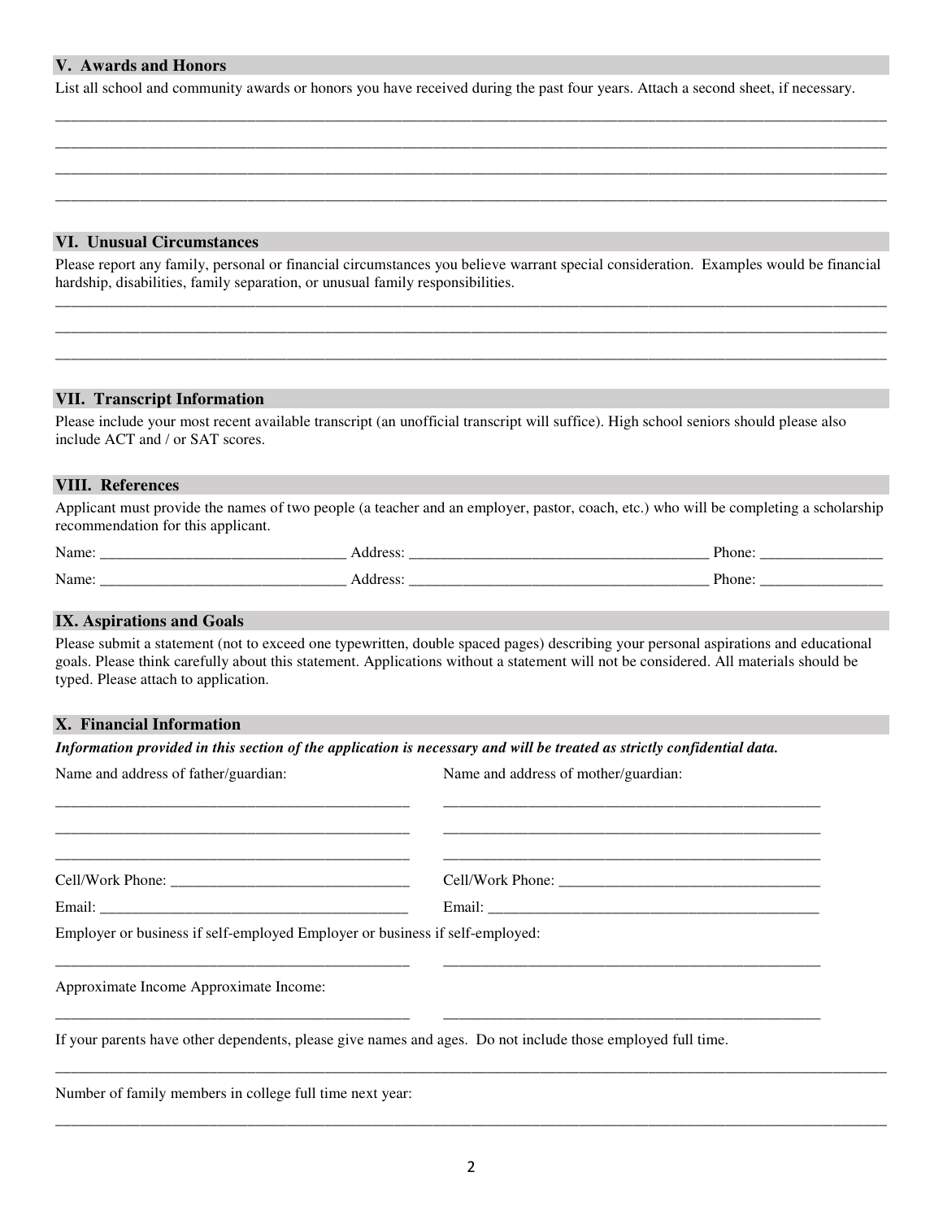## V. Awards and Honors

List all school and community awards or honors you have received during the past four years. Attach a second sheet, if necessary.

______________________________________________________________________________________________

______________________________________________________________________________________________

______________________________________________________________________________________________

______________________________________________________________________________________________

## VI. Unusual Circumstances

Please report any family, personal or financial circumstances you believe warrant special consideration. Examples would be financial hardship, disabilities, family separation, or unusual family responsibilities.

______________________________________________________________________________________________

______________________________________________________________________________________________

______________________________________________________________________________________________

## VII. Transcript Information

Please include your most recent available transcript (an unofficial transcript will suffice). High school seniors should please also include ACT and / or SAT scores.

## VIII. References

Applicant must provide the names of two people (a teacher and an employer, pastor, coach, etc.) who will be completing a scholarship recommendation for this applicant.

Name: ______________________________ Address: _____________________________________ Phone: _______________

Name: ______________________________ Address: _____________________________________ Phone: _______________

## IX. Aspirations and Goals

Please submit a statement (not to exceed one typewritten, double spaced pages) describing your personal aspirations and educational goals. Please think carefully about this statement. Applications without a statement will not be considered. All materials should be typed. Please attach to application.

## X. Financial Information

***Information provided in this section of the application is necessary and will be treated as strictly confidential data.***

Name and address of father/guardian:

_____________________________________________

_____________________________________________

_____________________________________________

Cell/Work Phone: _______________________________

Email: _________________________________________

Name and address of mother/guardian:

_____________________________________________

_____________________________________________

_____________________________________________

Cell/Work Phone: _______________________________

Email: _________________________________________

Employer or business if self-employed Employer or business if self-employed:

_____________________________________________ _____________________________________________

Approximate Income Approximate Income:

_____________________________________________ _____________________________________________

If your parents have other dependents, please give names and ages. Do not include those employed full time.

______________________________________________________________________________________________

Number of family members in college full time next year:

______________________________________________________________________________________________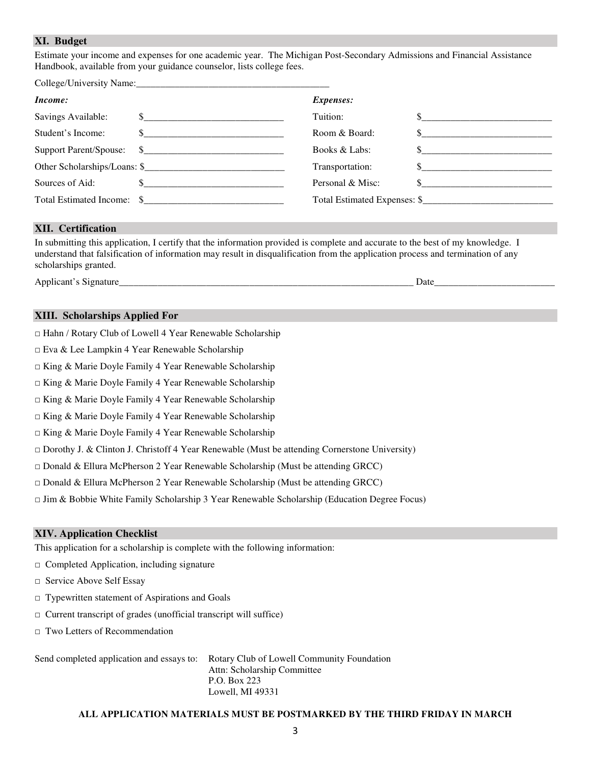## XI. Budget

Estimate your income and expenses for one academic year. The Michigan Post-Secondary Admissions and Financial Assistance Handbook, available from your guidance counselor, lists college fees.

College/University Name:_______________________________________

| *Income:* | | *Expenses:* | |
|---|---|---|---|
| Savings Available: | $____________________________ | Tuition: | $__________________________ |
| Student's Income: | $____________________________ | Room & Board: | $__________________________ |
| Support Parent/Spouse: | $____________________________ | Books & Labs: | $__________________________ |
| Other Scholarships/Loans: | $____________________________ | Transportation: | $__________________________ |
| Sources of Aid: | $____________________________ | Personal & Misc: | $__________________________ |
| Total Estimated Income: | $____________________________ | Total Estimated Expenses: | $__________________________ |

## XII. Certification

In submitting this application, I certify that the information provided is complete and accurate to the best of my knowledge. I understand that falsification of information may result in disqualification from the application process and termination of any scholarships granted.

Applicant's Signature_______________________________________________________________ Date_________________________

## XIII. Scholarships Applied For

□ Hahn / Rotary Club of Lowell 4 Year Renewable Scholarship

□ Eva & Lee Lampkin 4 Year Renewable Scholarship

□ King & Marie Doyle Family 4 Year Renewable Scholarship

□ King & Marie Doyle Family 4 Year Renewable Scholarship

□ King & Marie Doyle Family 4 Year Renewable Scholarship

□ King & Marie Doyle Family 4 Year Renewable Scholarship

□ King & Marie Doyle Family 4 Year Renewable Scholarship

□ Dorothy J. & Clinton J. Christoff 4 Year Renewable (Must be attending Cornerstone University)

□ Donald & Ellura McPherson 2 Year Renewable Scholarship (Must be attending GRCC)

□ Donald & Ellura McPherson 2 Year Renewable Scholarship (Must be attending GRCC)

□ Jim & Bobbie White Family Scholarship 3 Year Renewable Scholarship (Education Degree Focus)

## XIV. Application Checklist

This application for a scholarship is complete with the following information:

□ Completed Application, including signature

□ Service Above Self Essay

□ Typewritten statement of Aspirations and Goals

□ Current transcript of grades (unofficial transcript will suffice)

□ Two Letters of Recommendation

Send completed application and essays to:

Rotary Club of Lowell Community Foundation
Attn: Scholarship Committee
P.O. Box 223
Lowell, MI 49331

**ALL APPLICATION MATERIALS MUST BE POSTMARKED BY THE THIRD FRIDAY IN MARCH**